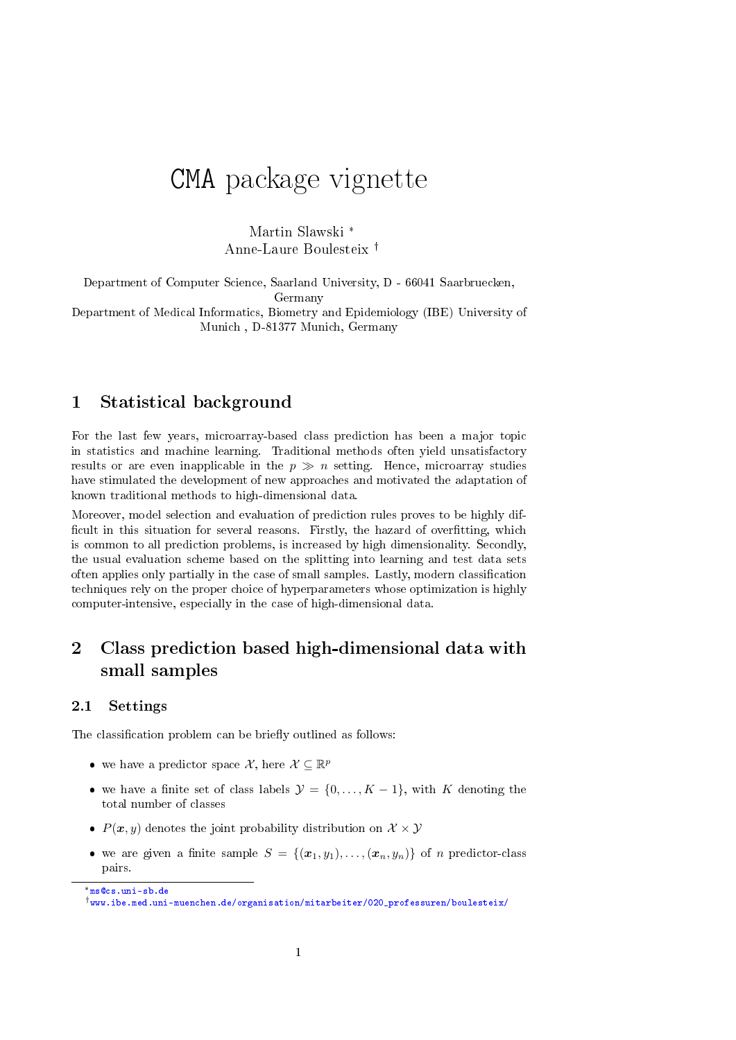# CMA package vignette

Martin Slawski *
Anne-Laure Boulesteix †

Department of Computer Science, Saarland University, D - 66041 Saarbruecken, Germany
Department of Medical Informatics, Biometry and Epidemiology (IBE) University of Munich , D-81377 Munich, Germany

## 1 Statistical background

For the last few years, microarray-based class prediction has been a major topic in statistics and machine learning. Traditional methods often yield unsatisfactory results or are even inapplicable in the $p \gg n$ setting. Hence, microarray studies have stimulated the development of new approaches and motivated the adaptation of known traditional methods to high-dimensional data.

Moreover, model selection and evaluation of prediction rules proves to be highly difficult in this situation for several reasons. Firstly, the hazard of overfitting, which is common to all prediction problems, is increased by high dimensionality. Secondly, the usual evaluation scheme based on the splitting into learning and test data sets often applies only partially in the case of small samples. Lastly, modern classification techniques rely on the proper choice of hyperparameters whose optimization is highly computer-intensive, especially in the case of high-dimensional data.

## 2 Class prediction based high-dimensional data with small samples

### 2.1 Settings

The classification problem can be briefly outlined as follows:

- we have a predictor space $\mathcal{X}$, here $\mathcal{X} \subseteq \mathbb{R}^p$
- we have a finite set of class labels $\mathcal{Y} = \{0, \ldots, K-1\}$, with $K$ denoting the total number of classes
- $P(\boldsymbol{x}, y)$ denotes the joint probability distribution on $\mathcal{X} \times \mathcal{Y}$
- we are given a finite sample $S = \{(\boldsymbol{x}_1, y_1), \ldots, (\boldsymbol{x}_n, y_n)\}$ of $n$ predictor-class pairs.

---

* ms@cs.uni-sb.de

† www.ibe.med.uni-muenchen.de/organisation/mitarbeiter/020_professuren/boulesteix/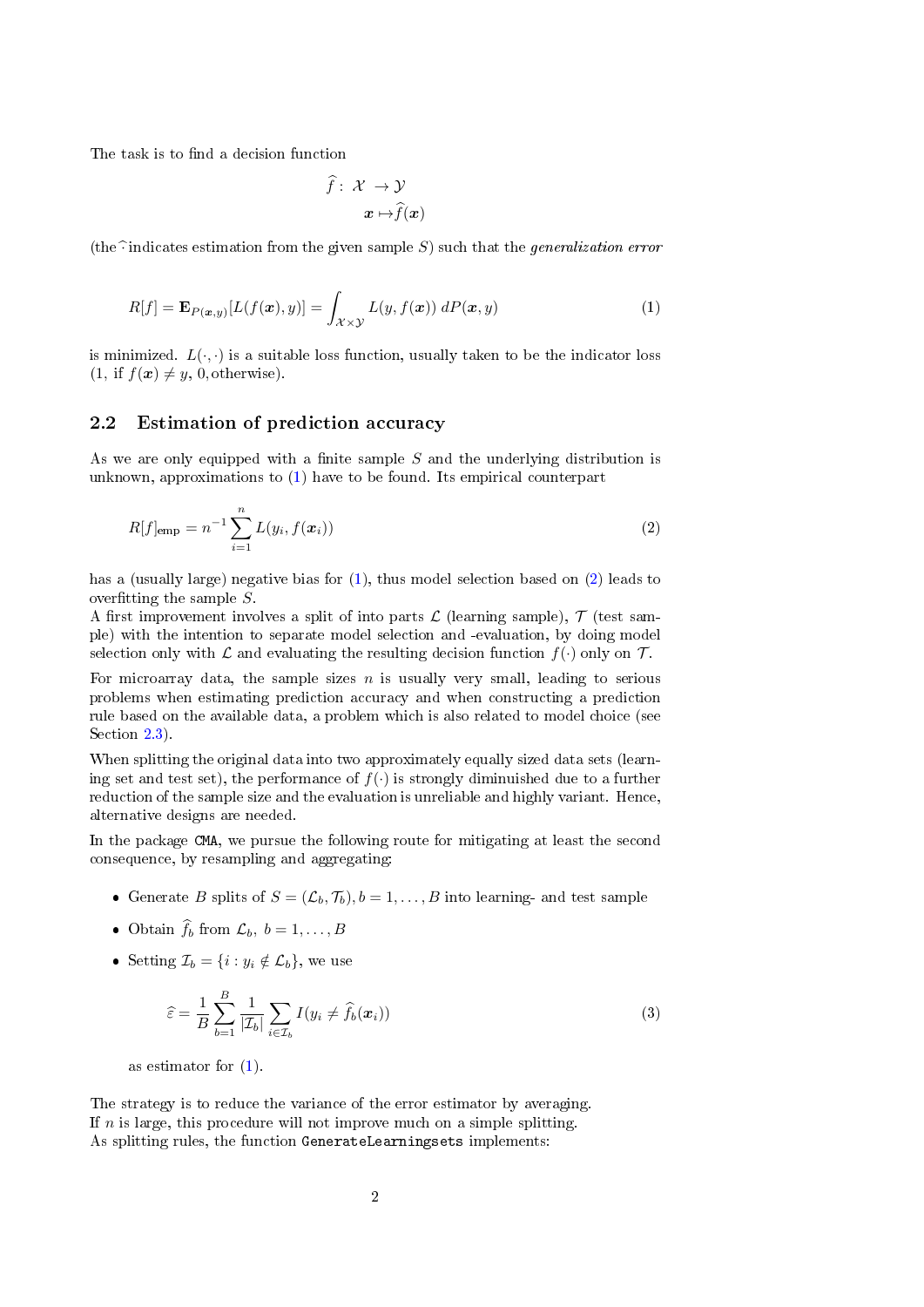The task is to find a decision function

$$\begin{aligned} \widehat{f}: \ \mathcal{X} \ &\to \mathcal{Y} \\ \boldsymbol{x} &\mapsto \widehat{f}(\boldsymbol{x}) \end{aligned}$$

(the $\widehat{}$ indicates estimation from the given sample $S$) such that the *generalization error*

$$R[f] = \mathbf{E}_{P(\boldsymbol{x},y)}[L(f(\boldsymbol{x}), y)] = \int_{\mathcal{X}\times\mathcal{Y}} L(y, f(\boldsymbol{x}))\, dP(\boldsymbol{x}, y) \tag{1}$$

is minimized. $L(\cdot,\cdot)$ is a suitable loss function, usually taken to be the indicator loss (1, if $f(\boldsymbol{x}) \neq y$, 0, otherwise).

## 2.2 Estimation of prediction accuracy

As we are only equipped with a finite sample $S$ and the underlying distribution is unknown, approximations to (1) have to be found. Its empirical counterpart

$$R[f]_{\text{emp}} = n^{-1} \sum_{i=1}^{n} L(y_i, f(\boldsymbol{x}_i)) \tag{2}$$

has a (usually large) negative bias for (1), thus model selection based on (2) leads to overfitting the sample $S$.
A first improvement involves a split of into parts $\mathcal{L}$ (learning sample), $\mathcal{T}$ (test sample) with the intention to separate model selection and -evaluation, by doing model selection only with $\mathcal{L}$ and evaluating the resulting decision function $f(\cdot)$ only on $\mathcal{T}$.

For microarray data, the sample sizes $n$ is usually very small, leading to serious problems when estimating prediction accuracy and when constructing a prediction rule based on the available data, a problem which is also related to model choice (see Section 2.3).

When splitting the original data into two approximately equally sized data sets (learning set and test set), the performance of $f(\cdot)$ is strongly diminuished due to a further reduction of the sample size and the evaluation is unreliable and highly variant. Hence, alternative designs are needed.

In the package `CMA`, we pursue the following route for mitigating at least the second consequence, by resampling and aggregating:

- Generate $B$ splits of $S = (\mathcal{L}_b, \mathcal{T}_b), b = 1, \dots, B$ into learning- and test sample
- Obtain $\widehat{f}_b$ from $\mathcal{L}_b,\ b = 1, \dots, B$
- Setting $\mathcal{I}_b = \{i : y_i \notin \mathcal{L}_b\}$, we use

$$\widehat{\varepsilon} = \frac{1}{B} \sum_{b=1}^{B} \frac{1}{|\mathcal{I}_b|} \sum_{i \in \mathcal{I}_b} I(y_i \neq \widehat{f}_b(\boldsymbol{x}_i)) \tag{3}$$

  as estimator for (1).

The strategy is to reduce the variance of the error estimator by averaging.
If $n$ is large, this procedure will not improve much on a simple splitting.
As splitting rules, the function `GenerateLearningsets` implements: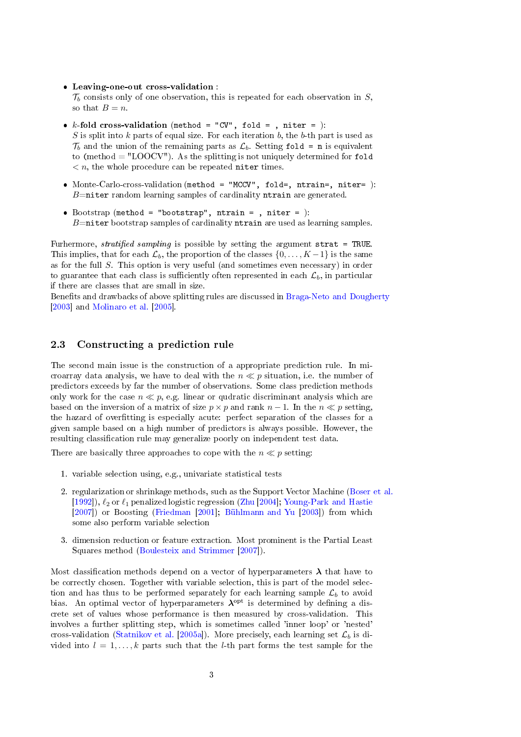- **Leaving-one-out cross-validation** :
  $\mathcal{T}_b$ consists only of one observation, this is repeated for each observation in $S$, so that $B = n$.

- $k$-**fold cross-validation** (`method = "CV", fold = , niter = `):
  $S$ is split into $k$ parts of equal size. For each iteration $b$, the $b$-th part is used as $\mathcal{T}_b$ and the union of the remaining parts as $\mathcal{L}_b$. Setting `fold = n` is equivalent to (method = "LOOCV"). As the splitting is not uniquely determined for `fold` $< n$, the whole procedure can be repeated `niter` times.

- Monte-Carlo-cross-validation (`method = "MCCV", fold=, ntrain=, niter= `):
  $B$=`niter` random learning samples of cardinality `ntrain` are generated.

- Bootstrap (`method = "bootstrap", ntrain = , niter = `):
  $B$=`niter` bootstrap samples of cardinality `ntrain` are used as learning samples.

Furhermore, *stratified sampling* is possible by setting the argument `strat = TRUE`. This implies, that for each $\mathcal{L}_b$, the proportion of the classes $\{0, \dots, K-1\}$ is the same as for the full $S$. This option is very useful (and sometimes even necessary) in order to guarantee that each class is sufficiently often represented in each $\mathcal{L}_b$, in particular if there are classes that are small in size.
Benefits and drawbacks of above splitting rules are discussed in Braga-Neto and Dougherty [2003] and Molinaro et al. [2005].

## 2.3 Constructing a prediction rule

The second main issue is the construction of a appropriate prediction rule. In microarray data analysis, we have to deal with the $n \ll p$ situation, i.e. the number of predictors exceeds by far the number of observations. Some class prediction methods only work for the case $n \ll p$, e.g. linear or qudratic discriminant analysis which are based on the inversion of a matrix of size $p \times p$ and rank $n - 1$. In the $n \ll p$ setting, the hazard of overfitting is especially acute: perfect separation of the classes for a given sample based on a high number of predictors is always possible. However, the resulting classification rule may generalize poorly on independent test data.

There are basically three approaches to cope with the $n \ll p$ setting:

1. variable selection using, e.g., univariate statistical tests
2. regularization or shrinkage methods, such as the Support Vector Machine (Boser et al. [1992]), $\ell_2$ or $\ell_1$ penalized logistic regression (Zhu [2004]; Young-Park and Hastie [2007]) or Boosting (Friedman [2001]; Bühlmann and Yu [2003]) from which some also perform variable selection
3. dimension reduction or feature extraction. Most prominent is the Partial Least Squares method (Boulesteix and Strimmer [2007]).

Most classification methods depend on a vector of hyperparameters $\boldsymbol{\lambda}$ that have to be correctly chosen. Together with variable selection, this is part of the model selection and has thus to be performed separately for each learning sample $\mathcal{L}_b$ to avoid bias. An optimal vector of hyperparameters $\boldsymbol{\lambda}^{\text{opt}}$ is determined by defining a discrete set of values whose performance is then measured by cross-validation. This involves a further splitting step, which is sometimes called 'inner loop' or 'nested' cross-validation (Statnikov et al. [2005a]). More precisely, each learning set $\mathcal{L}_b$ is divided into $l = 1, \dots, k$ parts such that the $l$-th part forms the test sample for the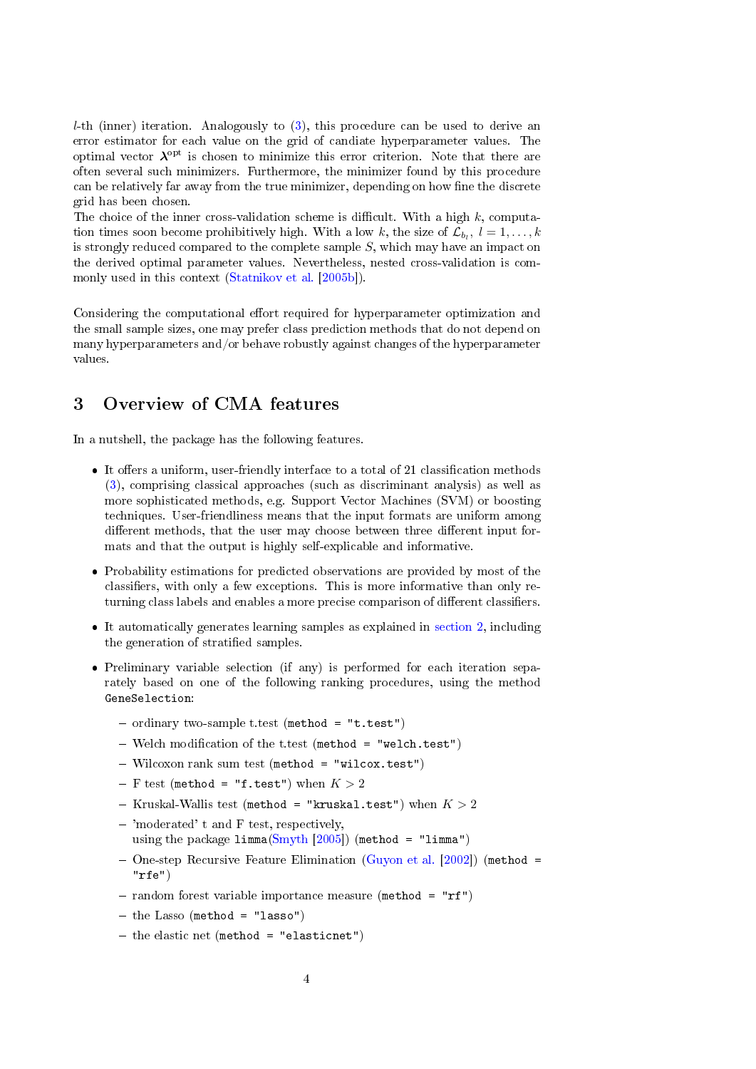$l$-th (inner) iteration. Analogously to (3), this procedure can be used to derive an error estimator for each value on the grid of candiate hyperparameter values. The optimal vector $\boldsymbol{\lambda}^{\text{opt}}$ is chosen to minimize this error criterion. Note that there are often several such minimizers. Furthermore, the minimizer found by this procedure can be relatively far away from the true minimizer, depending on how fine the discrete grid has been chosen.
The choice of the inner cross-validation scheme is difficult. With a high $k$, computation times soon become prohibitively high. With a low $k$, the size of $\mathcal{L}_{b_l}$, $l = 1, \dots, k$ is strongly reduced compared to the complete sample $S$, which may have an impact on the derived optimal parameter values. Nevertheless, nested cross-validation is commonly used in this context (Statnikov et al. [2005b]).

Considering the computational effort required for hyperparameter optimization and the small sample sizes, one may prefer class prediction methods that do not depend on many hyperparameters and/or behave robustly against changes of the hyperparameter values.

# 3 Overview of CMA features

In a nutshell, the package has the following features.

- It offers a uniform, user-friendly interface to a total of 21 classification methods (3), comprising classical approaches (such as discriminant analysis) as well as more sophisticated methods, e.g. Support Vector Machines (SVM) or boosting techniques. User-friendliness means that the input formats are uniform among different methods, that the user may choose between three different input formats and that the output is highly self-explicable and informative.
- Probability estimations for predicted observations are provided by most of the classifiers, with only a few exceptions. This is more informative than only returning class labels and enables a more precise comparison of different classifiers.
- It automatically generates learning samples as explained in section 2, including the generation of stratified samples.
- Preliminary variable selection (if any) is performed for each iteration separately based on one of the following ranking procedures, using the method `GeneSelection`:
  - ordinary two-sample t.test (`method = "t.test"`)
  - Welch modification of the t.test (`method = "welch.test"`)
  - Wilcoxon rank sum test (`method = "wilcox.test"`)
  - F test (`method = "f.test"`) when $K > 2$
  - Kruskal-Wallis test (`method = "kruskal.test"`) when $K > 2$
  - 'moderated' t and F test, respectively, using the package `limma`(Smyth [2005]) (`method = "limma"`)
  - One-step Recursive Feature Elimination (Guyon et al. [2002]) (`method = "rfe"`)
  - random forest variable importance measure (`method = "rf"`)
  - the Lasso (`method = "lasso"`)
  - the elastic net (`method = "elasticnet"`)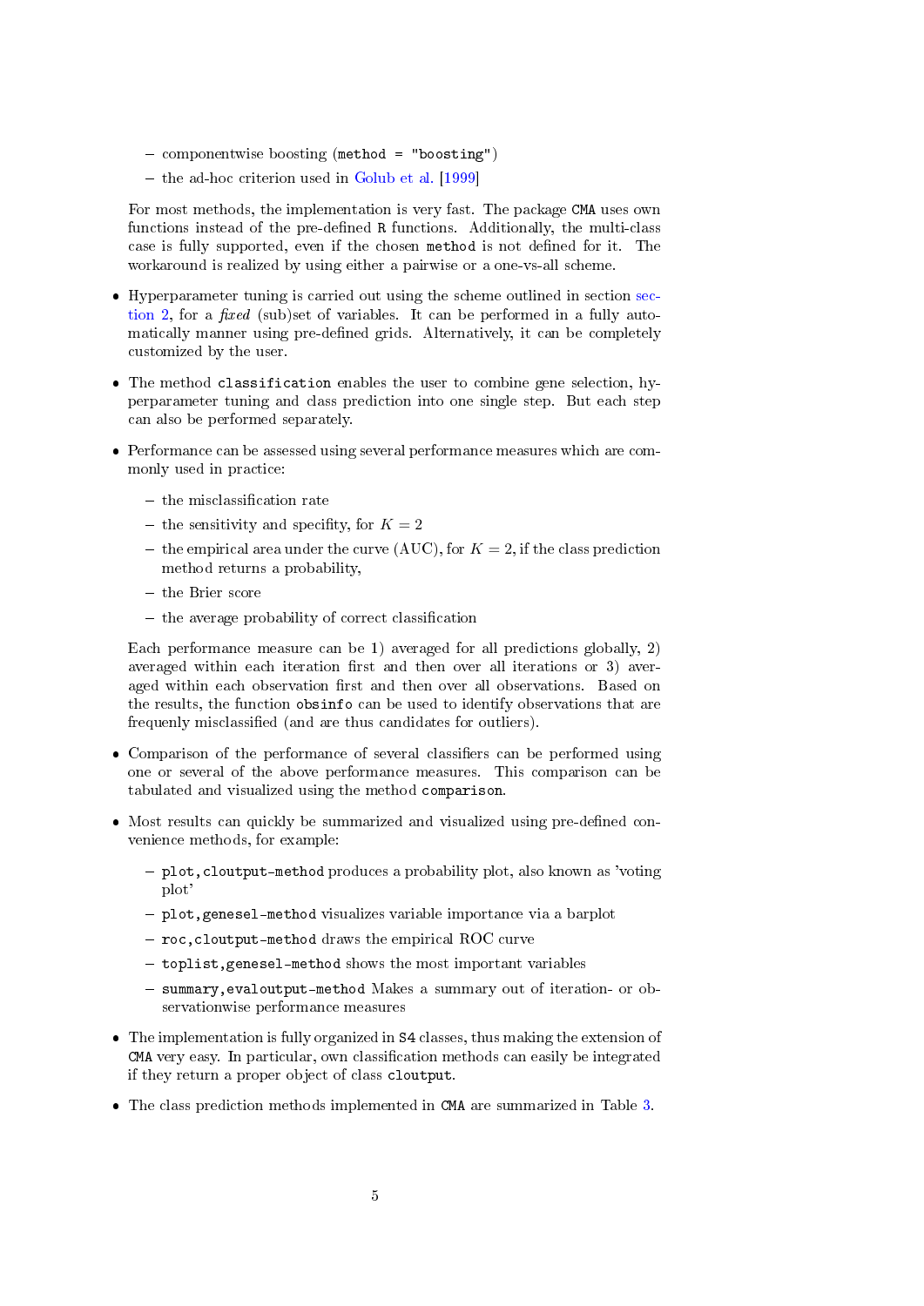- componentwise boosting (`method = "boosting"`)
  - the ad-hoc criterion used in Golub et al. [1999]

  For most methods, the implementation is very fast. The package `CMA` uses own functions instead of the pre-defined `R` functions. Additionally, the multi-class case is fully supported, even if the chosen `method` is not defined for it. The workaround is realized by using either a pairwise or a one-vs-all scheme.

- Hyperparameter tuning is carried out using the scheme outlined in section section 2, for a *fixed* (sub)set of variables. It can be performed in a fully automatically manner using pre-defined grids. Alternatively, it can be completely customized by the user.

- The method `classification` enables the user to combine gene selection, hyperparameter tuning and class prediction into one single step. But each step can also be performed separately.

- Performance can be assessed using several performance measures which are commonly used in practice:

  - the misclassification rate
  - the sensitivity and specifity, for $K = 2$
  - the empirical area under the curve (AUC), for $K = 2$, if the class prediction method returns a probability,
  - the Brier score
  - the average probability of correct classification

  Each performance measure can be 1) averaged for all predictions globally, 2) averaged within each iteration first and then over all iterations or 3) averaged within each observation first and then over all observations. Based on the results, the function `obsinfo` can be used to identify observations that are frequenly misclassified (and are thus candidates for outliers).

- Comparison of the performance of several classifiers can be performed using one or several of the above performance measures. This comparison can be tabulated and visualized using the method `comparison`.

- Most results can quickly be summarized and visualized using pre-defined convenience methods, for example:

  - `plot,cloutput-method` produces a probability plot, also known as 'voting plot'
  - `plot,genesel-method` visualizes variable importance via a barplot
  - `roc,cloutput-method` draws the empirical ROC curve
  - `toplist,genesel-method` shows the most important variables
  - `summary,evaloutput-method` Makes a summary out of iteration- or observationwise performance measures

- The implementation is fully organized in `S4` classes, thus making the extension of `CMA` very easy. In particular, own classification methods can easily be integrated if they return a proper object of class `cloutput`.

- The class prediction methods implemented in `CMA` are summarized in Table 3.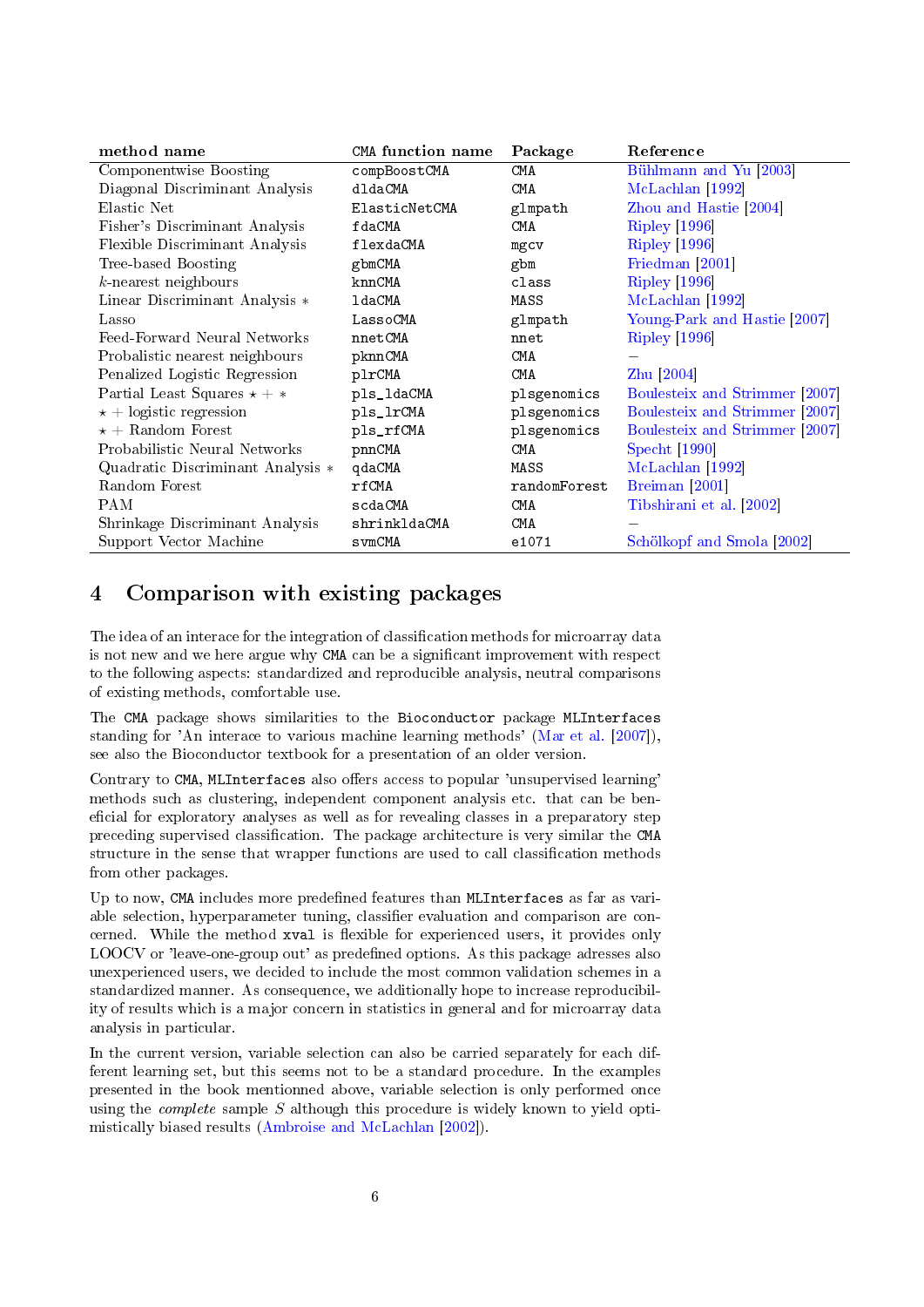| method name | CMA function name | Package | Reference |
|---|---|---|---|
| Componentwise Boosting | compBoostCMA | CMA | Bühlmann and Yu [2003] |
| Diagonal Discriminant Analysis | dldaCMA | CMA | McLachlan [1992] |
| Elastic Net | ElasticNetCMA | glmpath | Zhou and Hastie [2004] |
| Fisher's Discriminant Analysis | fdaCMA | CMA | Ripley [1996] |
| Flexible Discriminant Analysis | flexdaCMA | mgcv | Ripley [1996] |
| Tree-based Boosting | gbmCMA | gbm | Friedman [2001] |
| $k$-nearest neighbours | knnCMA | class | Ripley [1996] |
| Linear Discriminant Analysis $*$ | ldaCMA | MASS | McLachlan [1992] |
| Lasso | LassoCMA | glmpath | Young-Park and Hastie [2007] |
| Feed-Forward Neural Networks | nnetCMA | nnet | Ripley [1996] |
| Probalistic nearest neighbours | pknnCMA | CMA | – |
| Penalized Logistic Regression | plrCMA | CMA | Zhu [2004] |
| Partial Least Squares $\star + *$ | pls_ldaCMA | plsgenomics | Boulesteix and Strimmer [2007] |
| $\star$ + logistic regression | pls_lrCMA | plsgenomics | Boulesteix and Strimmer [2007] |
| $\star$ + Random Forest | pls_rfCMA | plsgenomics | Boulesteix and Strimmer [2007] |
| Probabilistic Neural Networks | pnnCMA | CMA | Specht [1990] |
| Quadratic Discriminant Analysis $*$ | qdaCMA | MASS | McLachlan [1992] |
| Random Forest | rfCMA | randomForest | Breiman [2001] |
| PAM | scdaCMA | CMA | Tibshirani et al. [2002] |
| Shrinkage Discriminant Analysis | shrinkldaCMA | CMA | – |
| Support Vector Machine | svmCMA | e1071 | Schölkopf and Smola [2002] |

## 4 Comparison with existing packages

The idea of an interace for the integration of classification methods for microarray data is not new and we here argue why CMA can be a significant improvement with respect to the following aspects: standardized and reproducible analysis, neutral comparisons of existing methods, comfortable use.

The CMA package shows similarities to the Bioconductor package MLInterfaces standing for 'An interace to various machine learning methods' (Mar et al. [2007]), see also the Bioconductor textbook for a presentation of an older version.

Contrary to CMA, MLInterfaces also offers access to popular 'unsupervised learning' methods such as clustering, independent component analysis etc. that can be beneficial for exploratory analyses as well as for revealing classes in a preparatory step preceding supervised classification. The package architecture is very similar the CMA structure in the sense that wrapper functions are used to call classification methods from other packages.

Up to now, CMA includes more predefined features than MLInterfaces as far as variable selection, hyperparameter tuning, classifier evaluation and comparison are concerned. While the method xval is flexible for experienced users, it provides only LOOCV or 'leave-one-group out' as predefined options. As this package adresses also unexperienced users, we decided to include the most common validation schemes in a standardized manner. As consequence, we additionally hope to increase reproducibility of results which is a major concern in statistics in general and for microarray data analysis in particular.

In the current version, variable selection can also be carried separately for each different learning set, but this seems not to be a standard procedure. In the examples presented in the book mentionned above, variable selection is only performed once using the *complete* sample $S$ although this procedure is widely known to yield optimistically biased results (Ambroise and McLachlan [2002]).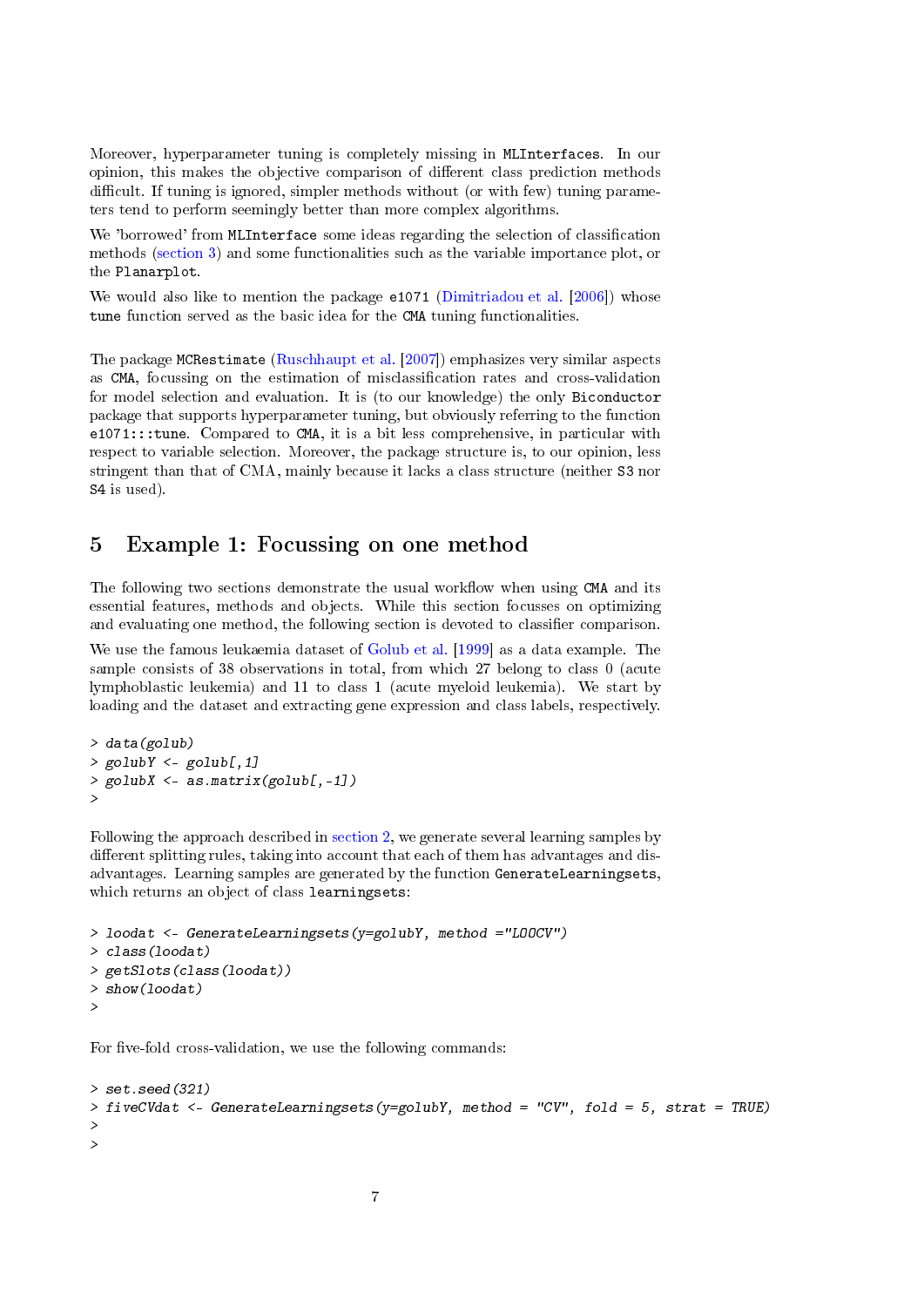Moreover, hyperparameter tuning is completely missing in `MLInterfaces`. In our opinion, this makes the objective comparison of different class prediction methods difficult. If tuning is ignored, simpler methods without (or with few) tuning parameters tend to perform seemingly better than more complex algorithms.

We 'borrowed' from `MLInterface` some ideas regarding the selection of classification methods (section 3) and some functionalities such as the variable importance plot, or the `Planarplot`.

We would also like to mention the package `e1071` (Dimitriadou et al. [2006]) whose `tune` function served as the basic idea for the `CMA` tuning functionalities.

The package `MCRestimate` (Ruschhaupt et al. [2007]) emphasizes very similar aspects as `CMA`, focussing on the estimation of misclassification rates and cross-validation for model selection and evaluation. It is (to our knowledge) the only `Biconductor` package that supports hyperparameter tuning, but obviously referring to the function `e1071:::tune`. Compared to `CMA`, it is a bit less comprehensive, in particular with respect to variable selection. Moreover, the package structure is, to our opinion, less stringent than that of CMA, mainly because it lacks a class structure (neither `S3` nor `S4` is used).

## 5 Example 1: Focussing on one method

The following two sections demonstrate the usual workflow when using `CMA` and its essential features, methods and objects. While this section focusses on optimizing and evaluating one method, the following section is devoted to classifier comparison.

We use the famous leukaemia dataset of Golub et al. [1999] as a data example. The sample consists of 38 observations in total, from which 27 belong to class 0 (acute lymphoblastic leukemia) and 11 to class 1 (acute myeloid leukemia). We start by loading and the dataset and extracting gene expression and class labels, respectively.

```
> data(golub)
> golubY <- golub[,1]
> golubX <- as.matrix(golub[,-1])
>
```

Following the approach described in section 2, we generate several learning samples by different splitting rules, taking into account that each of them has advantages and disadvantages. Learning samples are generated by the function `GenerateLearningsets`, which returns an object of class `learningsets`:

```
> loodat <- GenerateLearningsets(y=golubY, method ="LOOCV")
> class(loodat)
> getSlots(class(loodat))
> show(loodat)
>
```

For five-fold cross-validation, we use the following commands:

```
> set.seed(321)
> fiveCVdat <- GenerateLearningsets(y=golubY, method = "CV", fold = 5, strat = TRUE)
>
>
```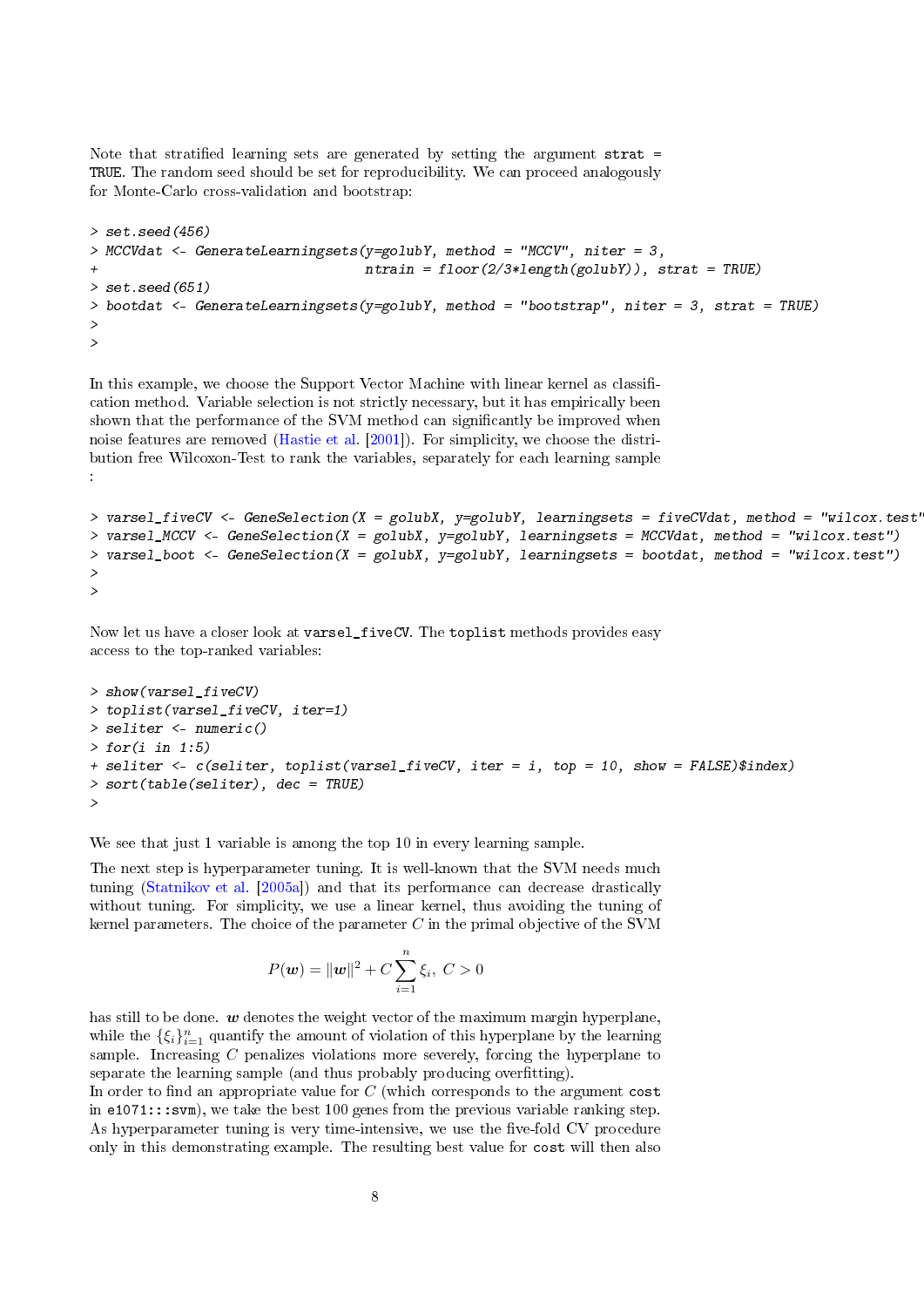Note that stratified learning sets are generated by setting the argument `strat = TRUE`. The random seed should be set for reproducibility. We can proceed analogously for Monte-Carlo cross-validation and bootstrap:

```
> set.seed(456)
> MCCVdat <- GenerateLearningsets(y=golubY, method = "MCCV", niter = 3,
+                                  ntrain = floor(2/3*length(golubY)), strat = TRUE)
> set.seed(651)
> bootdat <- GenerateLearningsets(y=golubY, method = "bootstrap", niter = 3, strat = TRUE)
>
>
```

In this example, we choose the Support Vector Machine with linear kernel as classification method. Variable selection is not strictly necessary, but it has empirically been shown that the performance of the SVM method can significantly be improved when noise features are removed (Hastie et al. [2001]). For simplicity, we choose the distribution free Wilcoxon-Test to rank the variables, separately for each learning sample :

```
> varsel_fiveCV <- GeneSelection(X = golubX, y=golubY, learningsets = fiveCVdat, method = "wilcox.test"
> varsel_MCCV <- GeneSelection(X = golubX, y=golubY, learningsets = MCCVdat, method = "wilcox.test")
> varsel_boot <- GeneSelection(X = golubX, y=golubY, learningsets = bootdat, method = "wilcox.test")
>
>
```

Now let us have a closer look at `varsel_fiveCV`. The `toplist` methods provides easy access to the top-ranked variables:

```
> show(varsel_fiveCV)
> toplist(varsel_fiveCV, iter=1)
> seliter <- numeric()
> for(i in 1:5)
+ seliter <- c(seliter, toplist(varsel_fiveCV, iter = i, top = 10, show = FALSE)$index)
> sort(table(seliter), dec = TRUE)
>
```

We see that just 1 variable is among the top 10 in every learning sample.

The next step is hyperparameter tuning. It is well-known that the SVM needs much tuning (Statnikov et al. [2005a]) and that its performance can decrease drastically without tuning. For simplicity, we use a linear kernel, thus avoiding the tuning of kernel parameters. The choice of the parameter $C$ in the primal objective of the SVM

$$P(\boldsymbol{w}) = \|\boldsymbol{w}\|^2 + C\sum_{i=1}^{n} \xi_i, \; C > 0$$

has still to be done. $\boldsymbol{w}$ denotes the weight vector of the maximum margin hyperplane, while the $\{\xi_i\}_{i=1}^n$ quantify the amount of violation of this hyperplane by the learning sample. Increasing $C$ penalizes violations more severely, forcing the hyperplane to separate the learning sample (and thus probably producing overfitting).
In order to find an appropriate value for $C$ (which corresponds to the argument `cost` in `e1071:::svm`), we take the best 100 genes from the previous variable ranking step. As hyperparameter tuning is very time-intensive, we use the five-fold CV procedure only in this demonstrating example. The resulting best value for `cost` will then also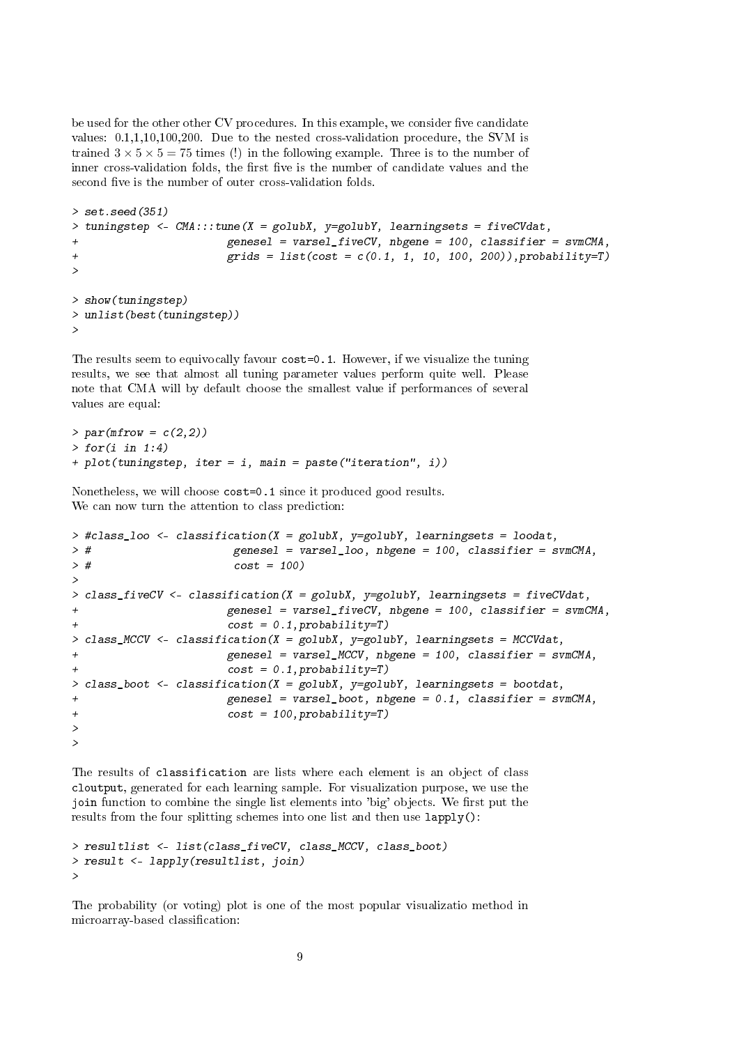be used for the other other CV procedures. In this example, we consider five candidate values: 0.1,1,10,100,200. Due to the nested cross-validation procedure, the SVM is trained $3 \times 5 \times 5 = 75$ times (!) in the following example. Three is to the number of inner cross-validation folds, the first five is the number of candidate values and the second five is the number of outer cross-validation folds.

```
> set.seed(351)
> tuningstep <- CMA:::tune(X = golubX, y=golubY, learningsets = fiveCVdat,
+                        genesel = varsel_fiveCV, nbgene = 100, classifier = svmCMA,
+                        grids = list(cost = c(0.1, 1, 10, 100, 200)),probability=T)
>

> show(tuningstep)
> unlist(best(tuningstep))
>
```

The results seem to equivocally favour `cost=0.1`. However, if we visualize the tuning results, we see that almost all tuning parameter values perform quite well. Please note that CMA will by default choose the smallest value if performances of several values are equal:

```
> par(mfrow = c(2,2))
> for(i in 1:4)
+ plot(tuningstep, iter = i, main = paste("iteration", i))
```

Nonetheless, we will choose `cost=0.1` since it produced good results.
We can now turn the attention to class prediction:

```
> #class_loo <- classification(X = golubX, y=golubY, learningsets = loodat,
> #                       genesel = varsel_loo, nbgene = 100, classifier = svmCMA,
> #                       cost = 100)
>
> class_fiveCV <- classification(X = golubX, y=golubY, learningsets = fiveCVdat,
+                        genesel = varsel_fiveCV, nbgene = 100, classifier = svmCMA,
+                        cost = 0.1,probability=T)
> class_MCCV <- classification(X = golubX, y=golubY, learningsets = MCCVdat,
+                        genesel = varsel_MCCV, nbgene = 100, classifier = svmCMA,
+                        cost = 0.1,probability=T)
> class_boot <- classification(X = golubX, y=golubY, learningsets = bootdat,
+                        genesel = varsel_boot, nbgene = 0.1, classifier = svmCMA,
+                        cost = 100,probability=T)
>
>
```

The results of `classification` are lists where each element is an object of class `cloutput`, generated for each learning sample. For visualization purpose, we use the `join` function to combine the single list elements into 'big' objects. We first put the results from the four splitting schemes into one list and then use `lapply()`:

```
> resultlist <- list(class_fiveCV, class_MCCV, class_boot)
> result <- lapply(resultlist, join)
>
```

The probability (or voting) plot is one of the most popular visualizatio method in microarray-based classification: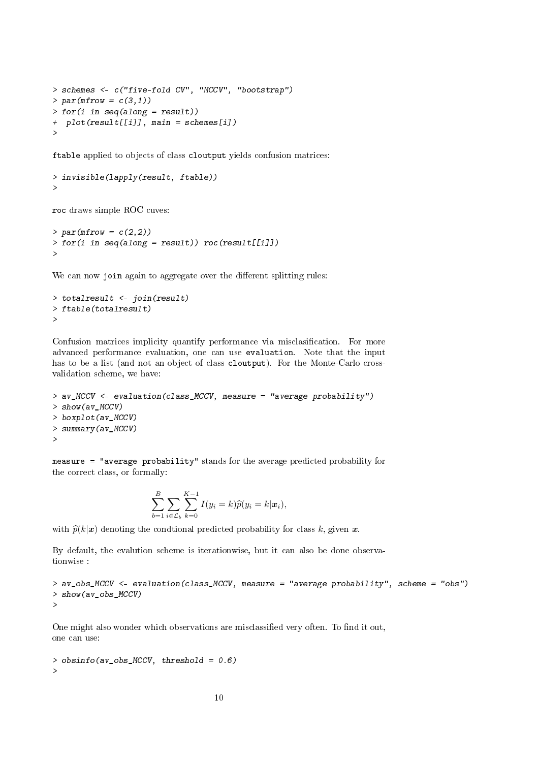```
> schemes <- c("five-fold CV", "MCCV", "bootstrap")
> par(mfrow = c(3,1))
> for(i in seq(along = result))
+  plot(result[[i]], main = schemes[i])
>
```

`ftable` applied to objects of class `cloutput` yields confusion matrices:

```
> invisible(lapply(result, ftable))
>
```

`roc` draws simple ROC cuves:

```
> par(mfrow = c(2,2))
> for(i in seq(along = result)) roc(result[[i]])
>
```

We can now `join` again to aggregate over the different splitting rules:

```
> totalresult <- join(result)
> ftable(totalresult)
>
```

Confusion matrices implicity quantify performance via misclasification. For more advanced performance evaluation, one can use `evaluation`. Note that the input has to be a list (and not an object of class `cloutput`). For the Monte-Carlo cross-validation scheme, we have:

```
> av_MCCV <- evaluation(class_MCCV, measure = "average probability")
> show(av_MCCV)
> boxplot(av_MCCV)
> summary(av_MCCV)
>
```

`measure = "average probability"` stands for the average predicted probability for the correct class, or formally:

$$\sum_{b=1}^{B} \sum_{i \in \mathcal{L}_b} \sum_{k=0}^{K-1} I(y_i = k) \widehat{p}(y_i = k | \boldsymbol{x}_i),$$

with $\widehat{p}(k|\boldsymbol{x})$ denoting the condtional predicted probability for class $k$, given $\boldsymbol{x}$.

By default, the evalution scheme is iterationwise, but it can also be done observationwise :

```
> av_obs_MCCV <- evaluation(class_MCCV, measure = "average probability", scheme = "obs")
> show(av_obs_MCCV)
>
```

One might also wonder which observations are misclassified very often. To find it out, one can use:

```
> obsinfo(av_obs_MCCV, threshold = 0.6)
>
```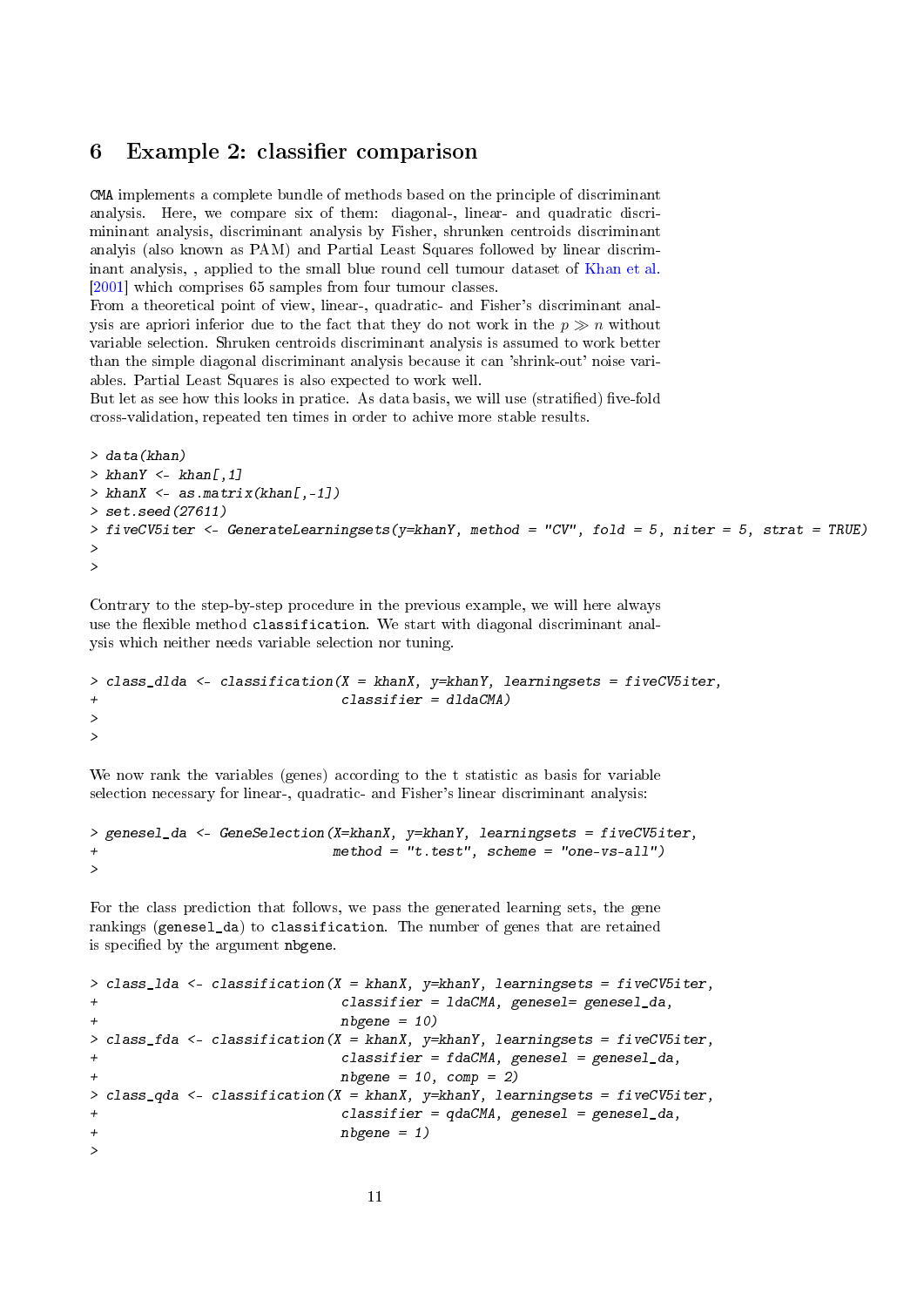# 6 Example 2: classifier comparison

CMA implements a complete bundle of methods based on the principle of discriminant analysis. Here, we compare six of them: diagonal-, linear- and quadratic discrimininant analysis, discriminant analysis by Fisher, shrunken centroids discriminant analyis (also known as PAM) and Partial Least Squares followed by linear discriminant analysis, , applied to the small blue round cell tumour dataset of Khan et al. [2001] which comprises 65 samples from four tumour classes.
From a theoretical point of view, linear-, quadratic- and Fisher's discriminant analysis are apriori inferior due to the fact that they do not work in the $p \gg n$ without variable selection. Shruken centroids discriminant analysis is assumed to work better than the simple diagonal discriminant analysis because it can 'shrink-out' noise variables. Partial Least Squares is also expected to work well.
But let as see how this looks in pratice. As data basis, we will use (stratified) five-fold cross-validation, repeated ten times in order to achive more stable results.

```
> data(khan)
> khanY <- khan[,1]
> khanX <- as.matrix(khan[,-1])
> set.seed(27611)
> fiveCV5iter <- GenerateLearningsets(y=khanY, method = "CV", fold = 5, niter = 5, strat = TRUE)
>
>
```

Contrary to the step-by-step procedure in the previous example, we will here always use the flexible method `classification`. We start with diagonal discriminant analysis which neither needs variable selection nor tuning.

```
> class_dlda <- classification(X = khanX, y=khanY, learningsets = fiveCV5iter,
+                                classifier = dldaCMA)
>
>
```

We now rank the variables (genes) according to the t statistic as basis for variable selection necessary for linear-, quadratic- and Fisher's linear discriminant analysis:

```
> genesel_da <- GeneSelection(X=khanX, y=khanY, learningsets = fiveCV5iter,
+                              method = "t.test", scheme = "one-vs-all")
>
```

For the class prediction that follows, we pass the generated learning sets, the gene rankings (`genesel_da`) to `classification`. The number of genes that are retained is specified by the argument `nbgene`.

```
> class_lda <- classification(X = khanX, y=khanY, learningsets = fiveCV5iter,
+                               classifier = ldaCMA, genesel= genesel_da,
+                               nbgene = 10)
> class_fda <- classification(X = khanX, y=khanY, learningsets = fiveCV5iter,
+                               classifier = fdaCMA, genesel = genesel_da,
+                               nbgene = 10, comp = 2)
> class_qda <- classification(X = khanX, y=khanY, learningsets = fiveCV5iter,
+                               classifier = qdaCMA, genesel = genesel_da,
+                               nbgene = 1)
>
```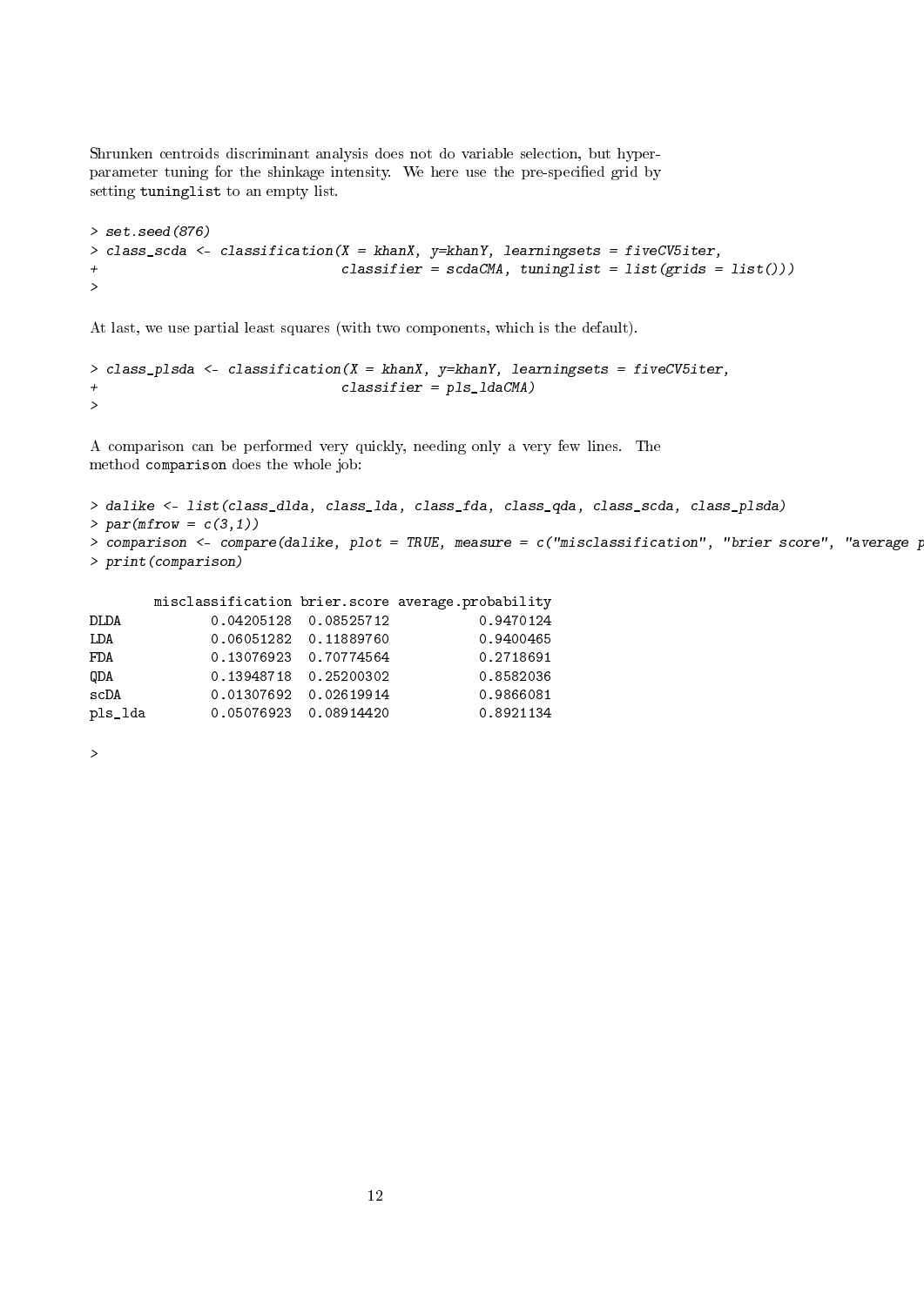Shrunken centroids discriminant analysis does not do variable selection, but hyper-parameter tuning for the shinkage intensity. We here use the pre-specified grid by setting tuninglist to an empty list.

```
> set.seed(876)
> class_scda <- classification(X = khanX, y=khanY, learningsets = fiveCV5iter,
+                              classifier = scdaCMA, tuninglist = list(grids = list()))
>
```

At last, we use partial least squares (with two components, which is the default).

```
> class_plsda <- classification(X = khanX, y=khanY, learningsets = fiveCV5iter,
+                              classifier = pls_ldaCMA)
>
```

A comparison can be performed very quickly, needing only a very few lines. The method comparison does the whole job:

```
> dalike <- list(class_dlda, class_lda, class_fda, class_qda, class_scda, class_plsda)
> par(mfrow = c(3,1))
> comparison <- compare(dalike, plot = TRUE, measure = c("misclassification", "brier score", "average p
> print(comparison)

        misclassification brier.score average.probability
DLDA           0.04205128  0.08525712           0.9470124
LDA            0.06051282  0.11889760           0.9400465
FDA            0.13076923  0.70774564           0.2718691
QDA            0.13948718  0.25200302           0.8582036
scDA           0.01307692  0.02619914           0.9866081
pls_lda        0.05076923  0.08914420           0.8921134

>
```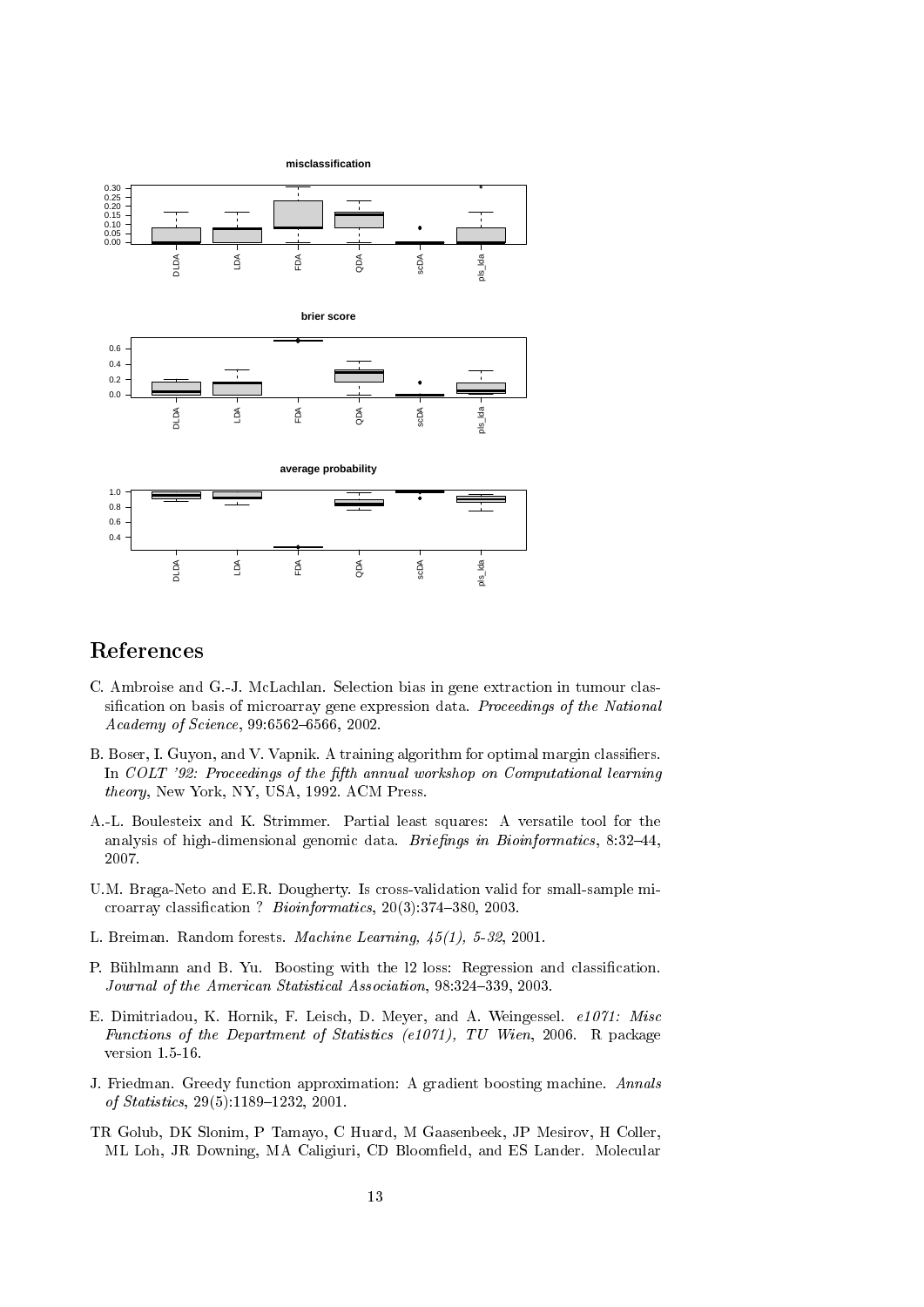# References

C. Ambroise and G.-J. McLachlan. Selection bias in gene extraction in tumour classification on basis of microarray gene expression data. *Proceedings of the National Academy of Science*, 99:6562–6566, 2002.

B. Boser, I. Guyon, and V. Vapnik. A training algorithm for optimal margin classifiers. In *COLT '92: Proceedings of the fifth annual workshop on Computational learning theory*, New York, NY, USA, 1992. ACM Press.

A.-L. Boulesteix and K. Strimmer. Partial least squares: A versatile tool for the analysis of high-dimensional genomic data. *Briefings in Bioinformatics*, 8:32–44, 2007.

U.M. Braga-Neto and E.R. Dougherty. Is cross-validation valid for small-sample microarray classification ? *Bioinformatics*, 20(3):374–380, 2003.

L. Breiman. Random forests. *Machine Learning, 45(1), 5-32*, 2001.

P. Bühlmann and B. Yu. Boosting with the l2 loss: Regression and classification. *Journal of the American Statistical Association*, 98:324–339, 2003.

E. Dimitriadou, K. Hornik, F. Leisch, D. Meyer, and A. Weingessel. *e1071: Misc Functions of the Department of Statistics (e1071), TU Wien*, 2006. R package version 1.5-16.

J. Friedman. Greedy function approximation: A gradient boosting machine. *Annals of Statistics*, 29(5):1189–1232, 2001.

TR Golub, DK Slonim, P Tamayo, C Huard, M Gaasenbeek, JP Mesirov, H Coller, ML Loh, JR Downing, MA Caligiuri, CD Bloomfield, and ES Lander. Molecular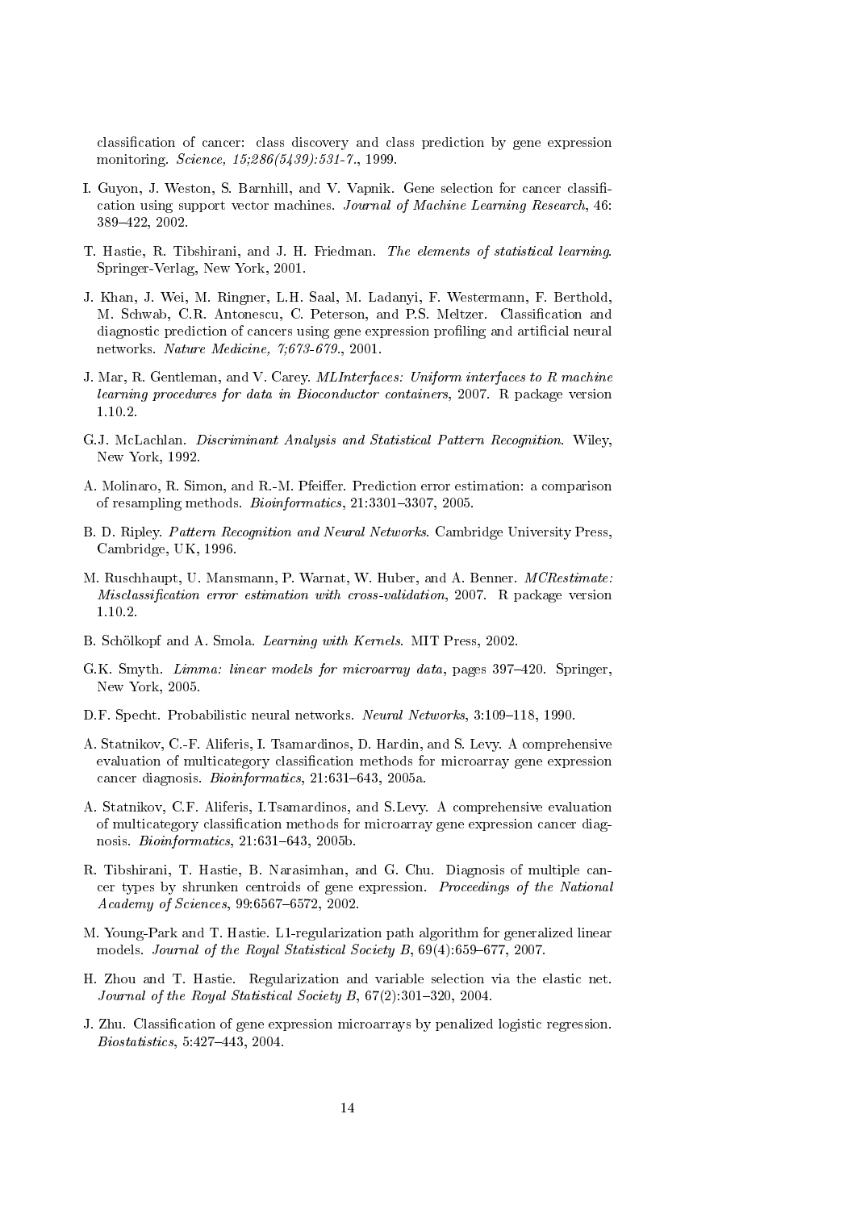classification of cancer: class discovery and class prediction by gene expression monitoring. *Science, 15;286(5439):531-7.*, 1999.

I. Guyon, J. Weston, S. Barnhill, and V. Vapnik. Gene selection for cancer classification using support vector machines. *Journal of Machine Learning Research*, 46: 389–422, 2002.

T. Hastie, R. Tibshirani, and J. H. Friedman. *The elements of statistical learning*. Springer-Verlag, New York, 2001.

J. Khan, J. Wei, M. Ringner, L.H. Saal, M. Ladanyi, F. Westermann, F. Berthold, M. Schwab, C.R. Antonescu, C. Peterson, and P.S. Meltzer. Classification and diagnostic prediction of cancers using gene expression profiling and artificial neural networks. *Nature Medicine, 7;673-679.*, 2001.

J. Mar, R. Gentleman, and V. Carey. *MLInterfaces: Uniform interfaces to R machine learning procedures for data in Bioconductor containers*, 2007. R package version 1.10.2.

G.J. McLachlan. *Discriminant Analysis and Statistical Pattern Recognition*. Wiley, New York, 1992.

A. Molinaro, R. Simon, and R.-M. Pfeiffer. Prediction error estimation: a comparison of resampling methods. *Bioinformatics*, 21:3301–3307, 2005.

B. D. Ripley. *Pattern Recognition and Neural Networks*. Cambridge University Press, Cambridge, UK, 1996.

M. Ruschhaupt, U. Mansmann, P. Warnat, W. Huber, and A. Benner. *MCRestimate: Misclassification error estimation with cross-validation*, 2007. R package version 1.10.2.

B. Schölkopf and A. Smola. *Learning with Kernels*. MIT Press, 2002.

G.K. Smyth. *Limma: linear models for microarray data*, pages 397–420. Springer, New York, 2005.

D.F. Specht. Probabilistic neural networks. *Neural Networks*, 3:109–118, 1990.

A. Statnikov, C.-F. Aliferis, I. Tsamardinos, D. Hardin, and S. Levy. A comprehensive evaluation of multicategory classification methods for microarray gene expression cancer diagnosis. *Bioinformatics*, 21:631–643, 2005a.

A. Statnikov, C.F. Aliferis, I.Tsamardinos, and S.Levy. A comprehensive evaluation of multicategory classification methods for microarray gene expression cancer diagnosis. *Bioinformatics*, 21:631–643, 2005b.

R. Tibshirani, T. Hastie, B. Narasimhan, and G. Chu. Diagnosis of multiple cancer types by shrunken centroids of gene expression. *Proceedings of the National Academy of Sciences*, 99:6567–6572, 2002.

M. Young-Park and T. Hastie. L1-regularization path algorithm for generalized linear models. *Journal of the Royal Statistical Society B*, 69(4):659–677, 2007.

H. Zhou and T. Hastie. Regularization and variable selection via the elastic net. *Journal of the Royal Statistical Society B*, 67(2):301–320, 2004.

J. Zhu. Classification of gene expression microarrays by penalized logistic regression. *Biostatistics*, 5:427–443, 2004.